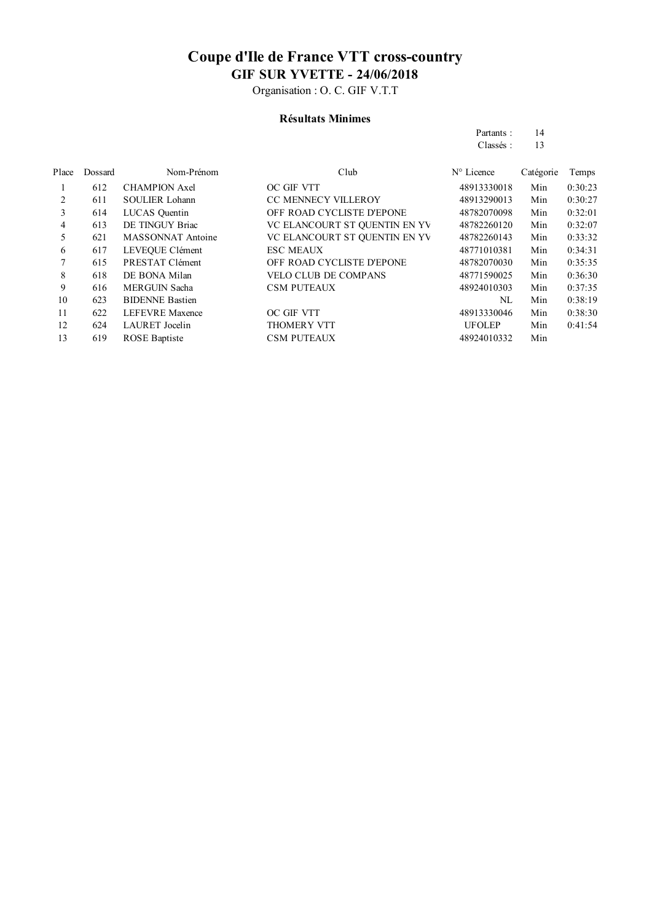# Coupe d'Ile de France VTT cross-country

## GIF SUR YVETTE - 24/06/2018

Organisation : O. C. GIF V.T.T

### Résultats Minimes

Partants : 14
Classés : 13

| Place | Dossard | Nom-Prénom | Club | N° Licence | Catégorie | Temps |
|---|---|---|---|---|---|---|
| 1 | 612 | CHAMPION Axel | OC GIF VTT | 48913330018 | Min | 0:30:23 |
| 2 | 611 | SOULIER Lohann | CC MENNECY VILLEROY | 48913290013 | Min | 0:30:27 |
| 3 | 614 | LUCAS Quentin | OFF ROAD CYCLISTE D'EPONE | 48782070098 | Min | 0:32:01 |
| 4 | 613 | DE TINGUY Briac | VC ELANCOURT ST QUENTIN EN YV | 48782260120 | Min | 0:32:07 |
| 5 | 621 | MASSONNAT Antoine | VC ELANCOURT ST QUENTIN EN YV | 48782260143 | Min | 0:33:32 |
| 6 | 617 | LEVEQUE Clément | ESC MEAUX | 48771010381 | Min | 0:34:31 |
| 7 | 615 | PRESTAT Clément | OFF ROAD CYCLISTE D'EPONE | 48782070030 | Min | 0:35:35 |
| 8 | 618 | DE BONA Milan | VELO CLUB DE COMPANS | 48771590025 | Min | 0:36:30 |
| 9 | 616 | MERGUIN Sacha | CSM PUTEAUX | 48924010303 | Min | 0:37:35 |
| 10 | 623 | BIDENNE Bastien | | NL | Min | 0:38:19 |
| 11 | 622 | LEFEVRE Maxence | OC GIF VTT | 48913330046 | Min | 0:38:30 |
| 12 | 624 | LAURET Jocelin | THOMERY VTT | UFOLEP | Min | 0:41:54 |
| 13 | 619 | ROSE Baptiste | CSM PUTEAUX | 48924010332 | Min | |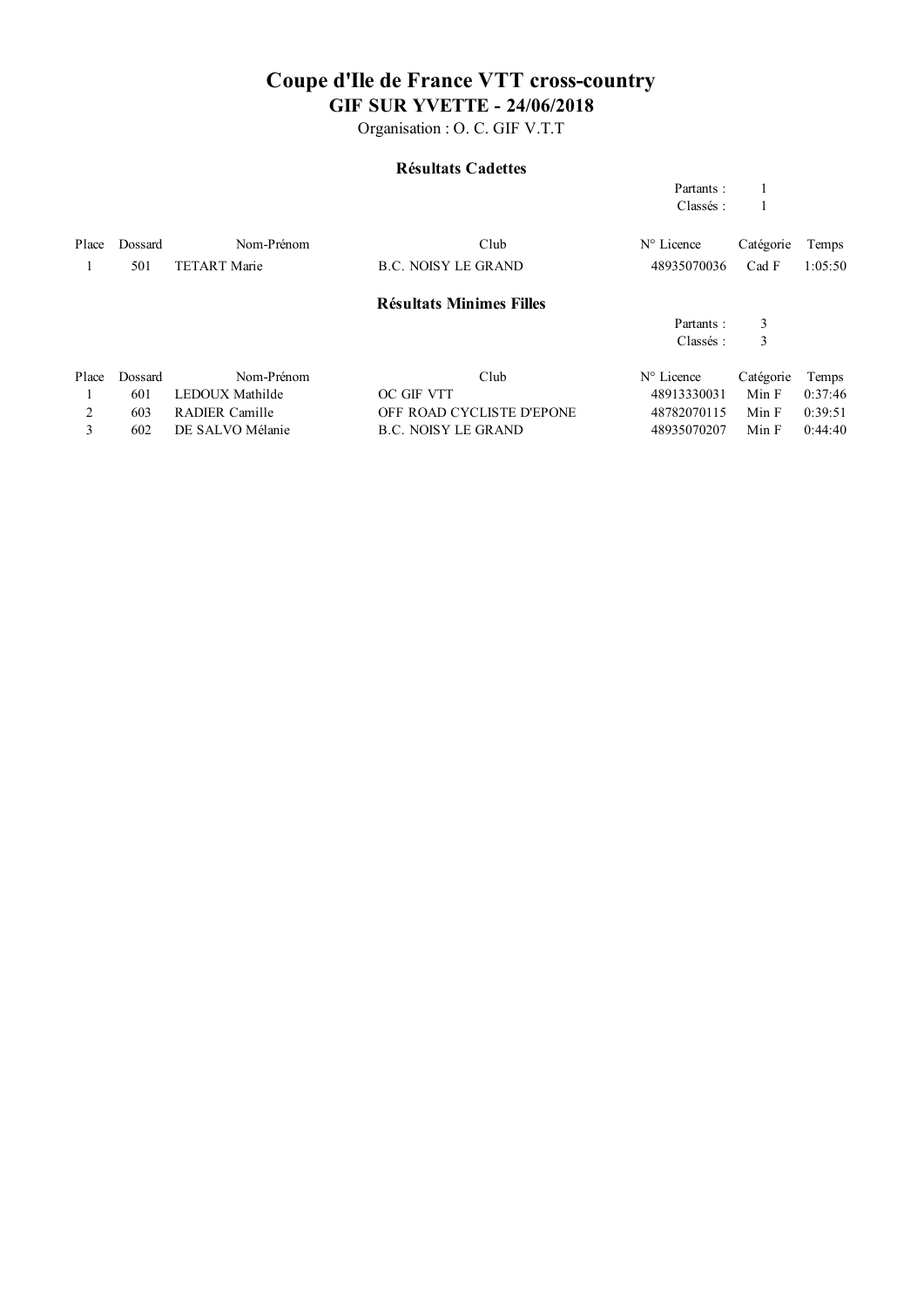# Coupe d'Ile de France VTT cross-country

## GIF SUR YVETTE - 24/06/2018

Organisation : O. C. GIF V.T.T

### Résultats Cadettes

Partants : 1
Classés : 1

| Place | Dossard | Nom-Prénom | Club | N° Licence | Catégorie | Temps |
|---|---|---|---|---|---|---|
| 1 | 501 | TETART Marie | B.C. NOISY LE GRAND | 48935070036 | Cad F | 1:05:50 |

### Résultats Minimes Filles

Partants : 3
Classés : 3

| Place | Dossard | Nom-Prénom | Club | N° Licence | Catégorie | Temps |
|---|---|---|---|---|---|---|
| 1 | 601 | LEDOUX Mathilde | OC GIF VTT | 48913330031 | Min F | 0:37:46 |
| 2 | 603 | RADIER Camille | OFF ROAD CYCLISTE D'EPONE | 48782070115 | Min F | 0:39:51 |
| 3 | 602 | DE SALVO Mélanie | B.C. NOISY LE GRAND | 48935070207 | Min F | 0:44:40 |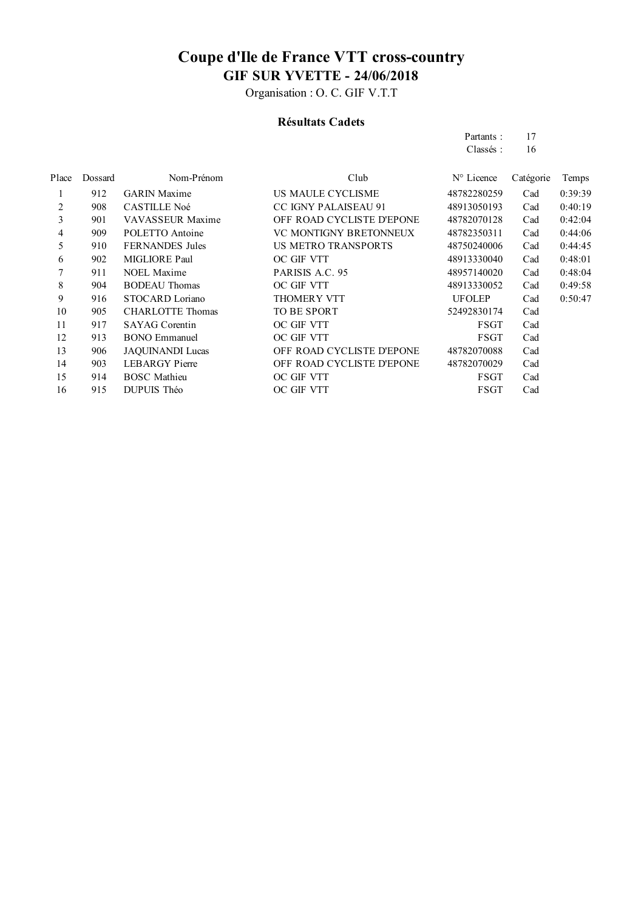# Coupe d'Ile de France VTT cross-country

## GIF SUR YVETTE - 24/06/2018

Organisation : O. C. GIF V.T.T

### Résultats Cadets

Partants : 17
Classés : 16

| Place | Dossard | Nom-Prénom | Club | N° Licence | Catégorie | Temps |
|---|---|---|---|---|---|---|
| 1 | 912 | GARIN Maxime | US MAULE CYCLISME | 48782280259 | Cad | 0:39:39 |
| 2 | 908 | CASTILLE Noé | CC IGNY PALAISEAU 91 | 48913050193 | Cad | 0:40:19 |
| 3 | 901 | VAVASSEUR Maxime | OFF ROAD CYCLISTE D'EPONE | 48782070128 | Cad | 0:42:04 |
| 4 | 909 | POLETTO Antoine | VC MONTIGNY BRETONNEUX | 48782350311 | Cad | 0:44:06 |
| 5 | 910 | FERNANDES Jules | US METRO TRANSPORTS | 48750240006 | Cad | 0:44:45 |
| 6 | 902 | MIGLIORE Paul | OC GIF VTT | 48913330040 | Cad | 0:48:01 |
| 7 | 911 | NOEL Maxime | PARISIS A.C. 95 | 48957140020 | Cad | 0:48:04 |
| 8 | 904 | BODEAU Thomas | OC GIF VTT | 48913330052 | Cad | 0:49:58 |
| 9 | 916 | STOCARD Loriano | THOMERY VTT | UFOLEP | Cad | 0:50:47 |
| 10 | 905 | CHARLOTTE Thomas | TO BE SPORT | 52492830174 | Cad | |
| 11 | 917 | SAYAG Corentin | OC GIF VTT | FSGT | Cad | |
| 12 | 913 | BONO Emmanuel | OC GIF VTT | FSGT | Cad | |
| 13 | 906 | JAQUINANDI Lucas | OFF ROAD CYCLISTE D'EPONE | 48782070088 | Cad | |
| 14 | 903 | LEBARGY Pierre | OFF ROAD CYCLISTE D'EPONE | 48782070029 | Cad | |
| 15 | 914 | BOSC Mathieu | OC GIF VTT | FSGT | Cad | |
| 16 | 915 | DUPUIS Théo | OC GIF VTT | FSGT | Cad | |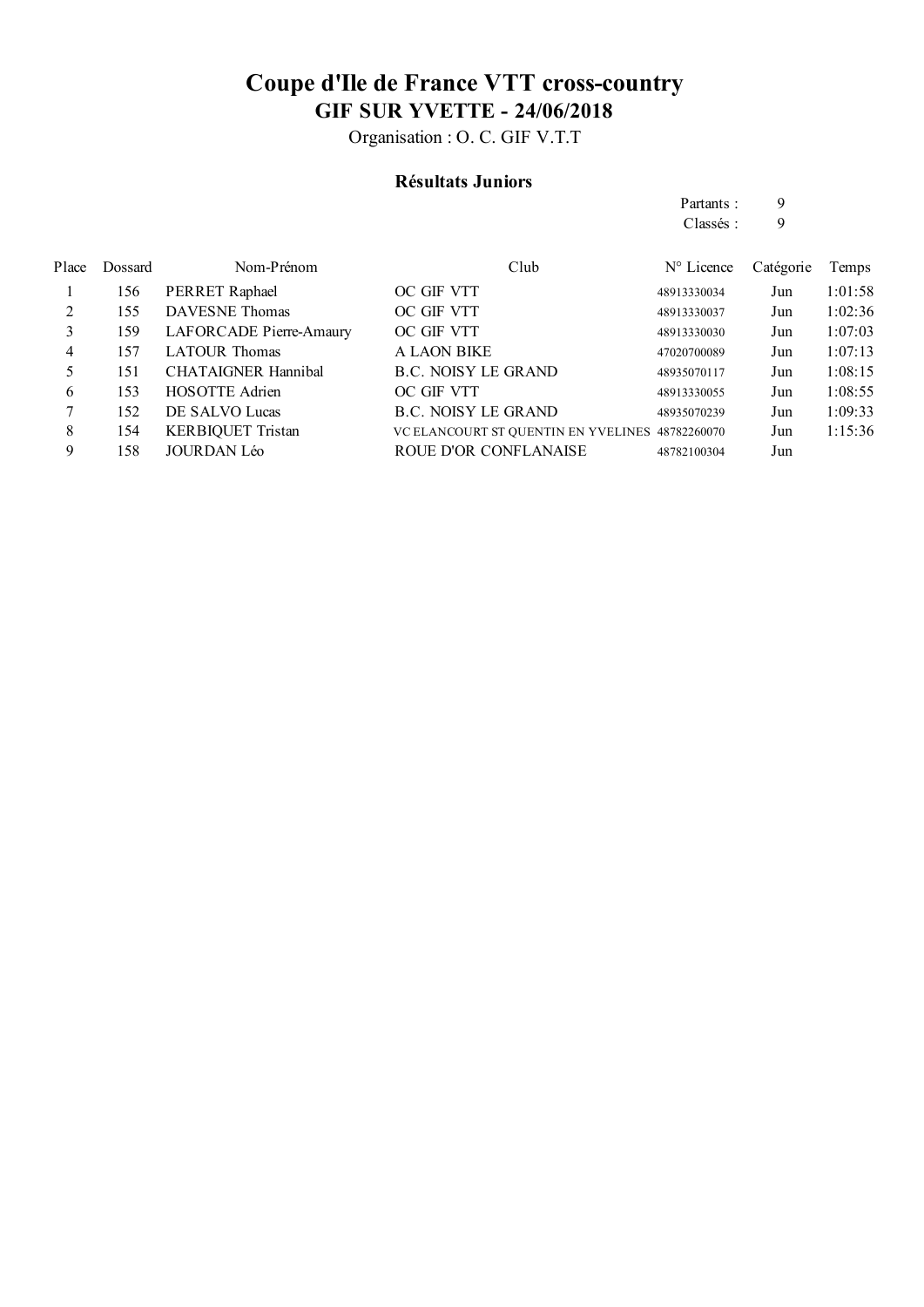# Coupe d'Ile de France VTT cross-country

## GIF SUR YVETTE - 24/06/2018

Organisation : O. C. GIF V.T.T

### Résultats Juniors

Partants : 9
Classés : 9

| Place | Dossard | Nom-Prénom | Club | N° Licence | Catégorie | Temps |
|---|---|---|---|---|---|---|
| 1 | 156 | PERRET Raphael | OC GIF VTT | 48913330034 | Jun | 1:01:58 |
| 2 | 155 | DAVESNE Thomas | OC GIF VTT | 48913330037 | Jun | 1:02:36 |
| 3 | 159 | LAFORCADE Pierre-Amaury | OC GIF VTT | 48913330030 | Jun | 1:07:03 |
| 4 | 157 | LATOUR Thomas | A LAON BIKE | 47020700089 | Jun | 1:07:13 |
| 5 | 151 | CHATAIGNER Hannibal | B.C. NOISY LE GRAND | 48935070117 | Jun | 1:08:15 |
| 6 | 153 | HOSOTTE Adrien | OC GIF VTT | 48913330055 | Jun | 1:08:55 |
| 7 | 152 | DE SALVO Lucas | B.C. NOISY LE GRAND | 48935070239 | Jun | 1:09:33 |
| 8 | 154 | KERBIQUET Tristan | VC ELANCOURT ST QUENTIN EN YVELINES | 48782260070 | Jun | 1:15:36 |
| 9 | 158 | JOURDAN Léo | ROUE D'OR CONFLANAISE | 48782100304 | Jun | |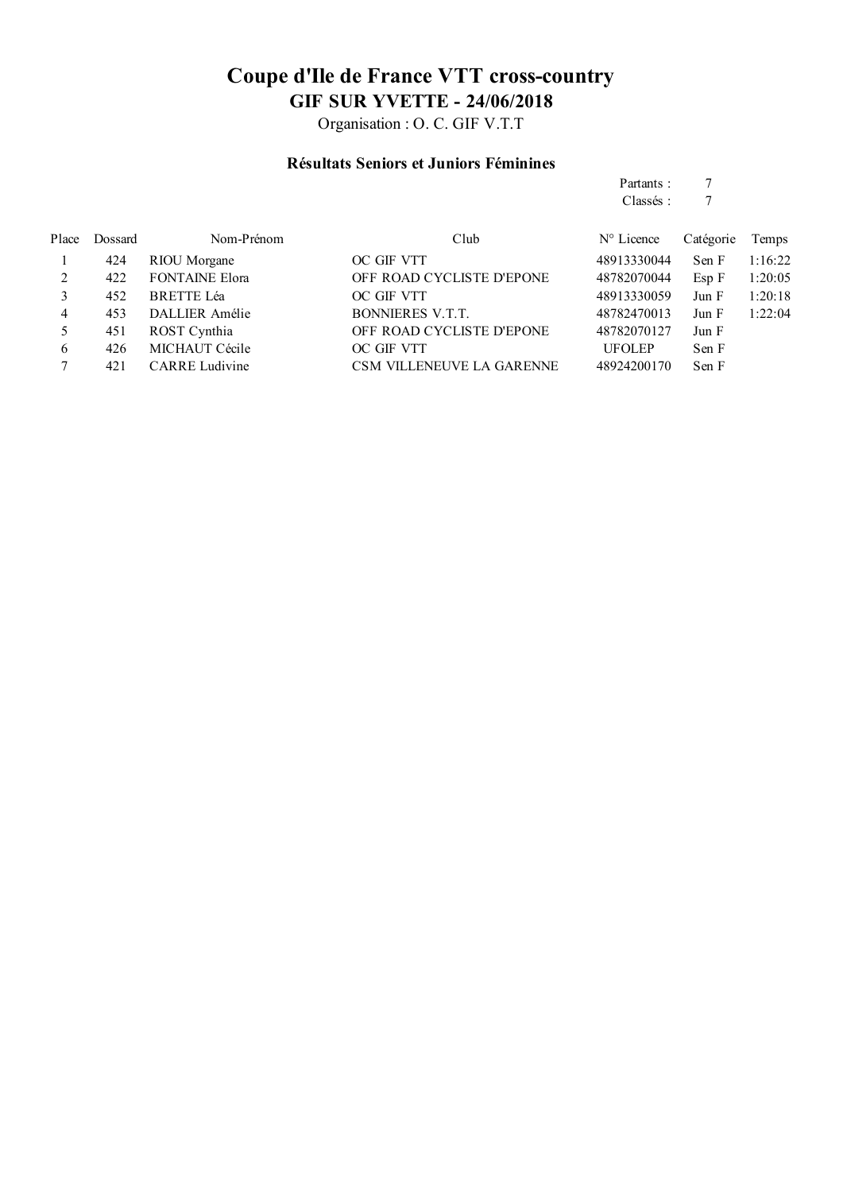# Coupe d'Ile de France VTT cross-country

## GIF SUR YVETTE - 24/06/2018

Organisation : O. C. GIF V.T.T

### Résultats Seniors et Juniors Féminines

Partants : 7
Classés : 7

| Place | Dossard | Nom-Prénom | Club | N° Licence | Catégorie | Temps |
|---|---|---|---|---|---|---|
| 1 | 424 | RIOU Morgane | OC GIF VTT | 48913330044 | Sen F | 1:16:22 |
| 2 | 422 | FONTAINE Elora | OFF ROAD CYCLISTE D'EPONE | 48782070044 | Esp F | 1:20:05 |
| 3 | 452 | BRETTE Léa | OC GIF VTT | 48913330059 | Jun F | 1:20:18 |
| 4 | 453 | DALLIER Amélie | BONNIERES V.T.T. | 48782470013 | Jun F | 1:22:04 |
| 5 | 451 | ROST Cynthia | OFF ROAD CYCLISTE D'EPONE | 48782070127 | Jun F | |
| 6 | 426 | MICHAUT Cécile | OC GIF VTT | UFOLEP | Sen F | |
| 7 | 421 | CARRE Ludivine | CSM VILLENEUVE LA GARENNE | 48924200170 | Sen F | |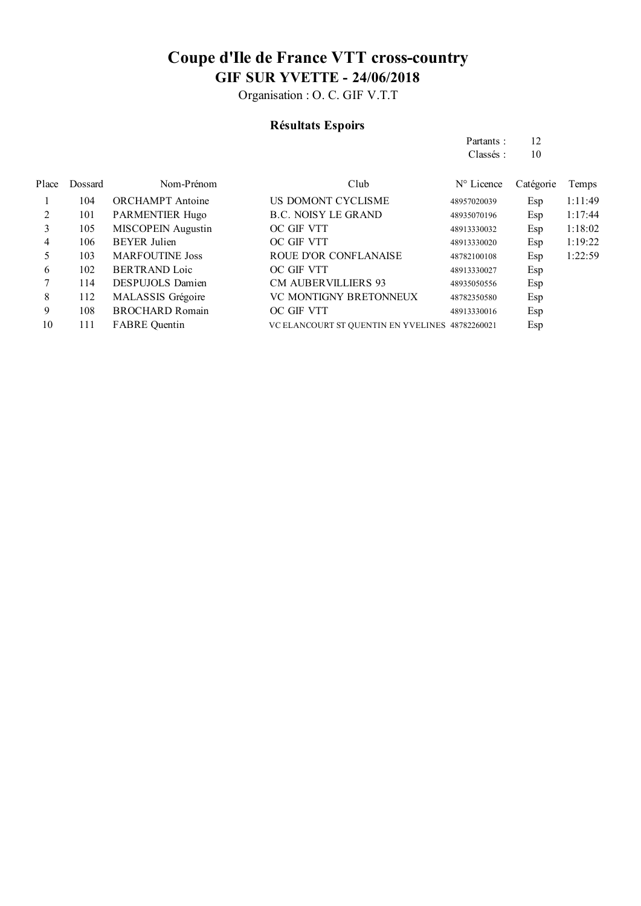# Coupe d'Ile de France VTT cross-country

## GIF SUR YVETTE - 24/06/2018

Organisation : O. C. GIF V.T.T

### Résultats Espoirs

Partants : 12
Classés : 10

| Place | Dossard | Nom-Prénom | Club | N° Licence | Catégorie | Temps |
|---|---|---|---|---|---|---|
| 1 | 104 | ORCHAMPT Antoine | US DOMONT CYCLISME | 48957020039 | Esp | 1:11:49 |
| 2 | 101 | PARMENTIER Hugo | B.C. NOISY LE GRAND | 48935070196 | Esp | 1:17:44 |
| 3 | 105 | MISCOPEIN Augustin | OC GIF VTT | 48913330032 | Esp | 1:18:02 |
| 4 | 106 | BEYER Julien | OC GIF VTT | 48913330020 | Esp | 1:19:22 |
| 5 | 103 | MARFOUTINE Joss | ROUE D'OR CONFLANAISE | 48782100108 | Esp | 1:22:59 |
| 6 | 102 | BERTRAND Loic | OC GIF VTT | 48913330027 | Esp | |
| 7 | 114 | DESPUJOLS Damien | CM AUBERVILLIERS 93 | 48935050556 | Esp | |
| 8 | 112 | MALASSIS Grégoire | VC MONTIGNY BRETONNEUX | 48782350580 | Esp | |
| 9 | 108 | BROCHARD Romain | OC GIF VTT | 48913330016 | Esp | |
| 10 | 111 | FABRE Quentin | VC ELANCOURT ST QUENTIN EN YVELINES | 48782260021 | Esp | |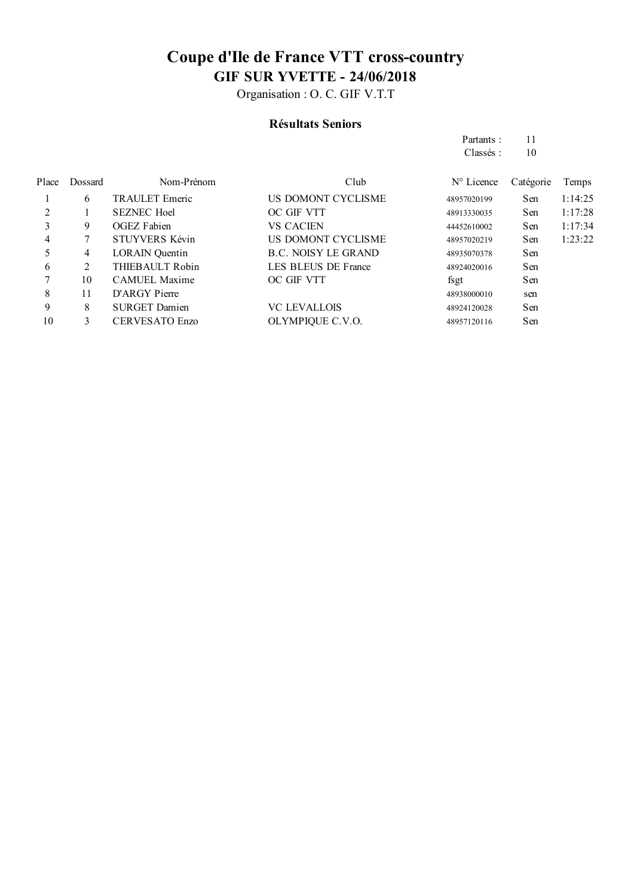# Coupe d'Ile de France VTT cross-country

## GIF SUR YVETTE - 24/06/2018

Organisation : O. C. GIF V.T.T

### Résultats Seniors

Partants : 11
Classés : 10

| Place | Dossard | Nom-Prénom | Club | N° Licence | Catégorie | Temps |
|---|---|---|---|---|---|---|
| 1 | 6 | TRAULET Emeric | US DOMONT CYCLISME | 48957020199 | Sen | 1:14:25 |
| 2 | 1 | SEZNEC Hoel | OC GIF VTT | 48913330035 | Sen | 1:17:28 |
| 3 | 9 | OGEZ Fabien | VS CACIEN | 44452610002 | Sen | 1:17:34 |
| 4 | 7 | STUYVERS Kévin | US DOMONT CYCLISME | 48957020219 | Sen | 1:23:22 |
| 5 | 4 | LORAIN Quentin | B.C. NOISY LE GRAND | 48935070378 | Sen | |
| 6 | 2 | THIEBAULT Robin | LES BLEUS DE France | 48924020016 | Sen | |
| 7 | 10 | CAMUEL Maxime | OC GIF VTT | fsgt | Sen | |
| 8 | 11 | D'ARGY Pierre | | 48938000010 | sen | |
| 9 | 8 | SURGET Damien | VC LEVALLOIS | 48924120028 | Sen | |
| 10 | 3 | CERVESATO Enzo | OLYMPIQUE C.V.O. | 48957120116 | Sen | |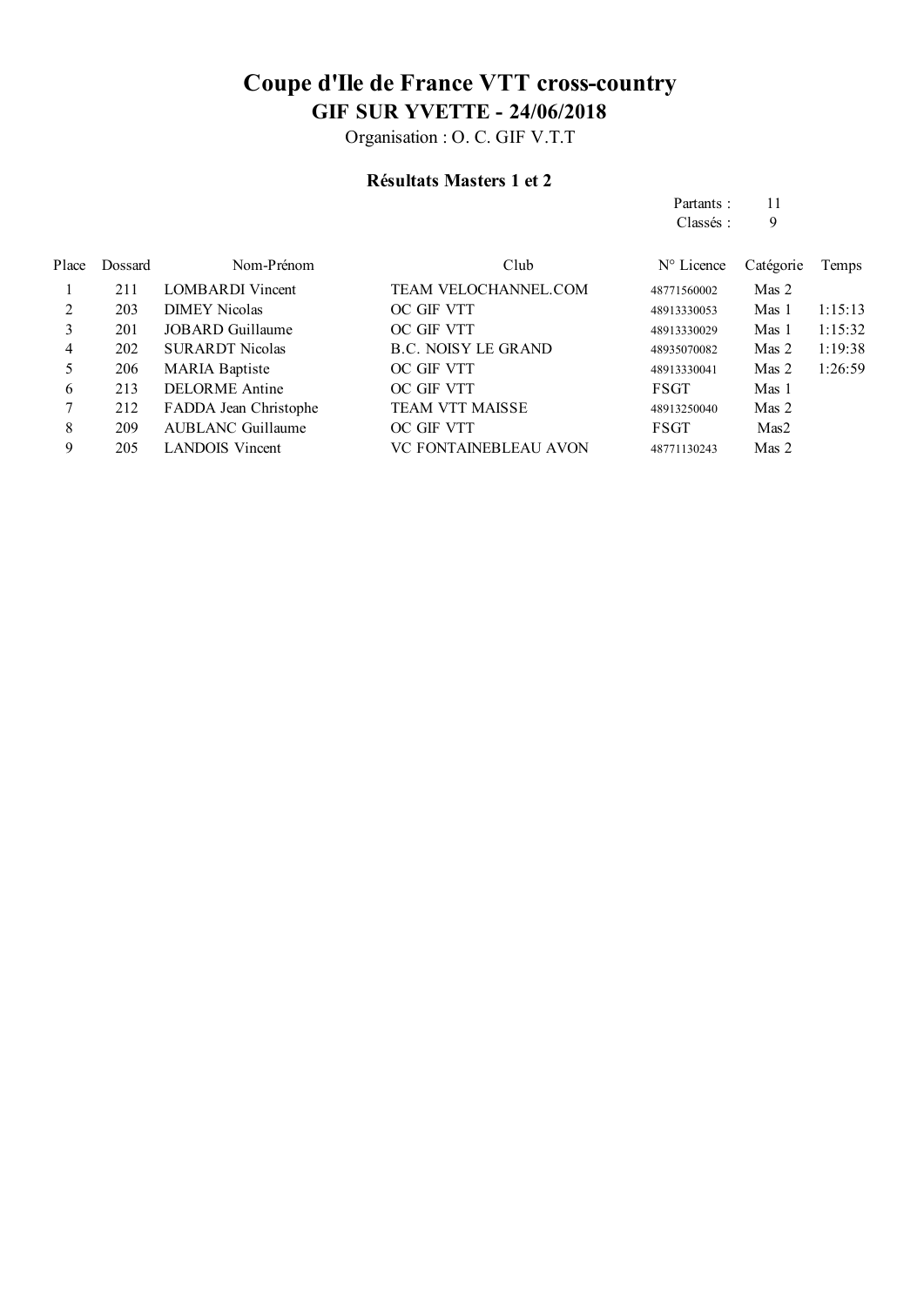# Coupe d'Ile de France VTT cross-country

## GIF SUR YVETTE - 24/06/2018

Organisation : O. C. GIF V.T.T

### Résultats Masters 1 et 2

Partants : 11
Classés : 9

| Place | Dossard | Nom-Prénom | Club | N° Licence | Catégorie | Temps |
|---|---|---|---|---|---|---|
| 1 | 211 | LOMBARDI Vincent | TEAM VELOCHANNEL.COM | 48771560002 | Mas 2 | |
| 2 | 203 | DIMEY Nicolas | OC GIF VTT | 48913330053 | Mas 1 | 1:15:13 |
| 3 | 201 | JOBARD Guillaume | OC GIF VTT | 48913330029 | Mas 1 | 1:15:32 |
| 4 | 202 | SURARDT Nicolas | B.C. NOISY LE GRAND | 48935070082 | Mas 2 | 1:19:38 |
| 5 | 206 | MARIA Baptiste | OC GIF VTT | 48913330041 | Mas 2 | 1:26:59 |
| 6 | 213 | DELORME Antine | OC GIF VTT | FSGT | Mas 1 | |
| 7 | 212 | FADDA Jean Christophe | TEAM VTT MAISSE | 48913250040 | Mas 2 | |
| 8 | 209 | AUBLANC Guillaume | OC GIF VTT | FSGT | Mas2 | |
| 9 | 205 | LANDOIS Vincent | VC FONTAINEBLEAU AVON | 48771130243 | Mas 2 | |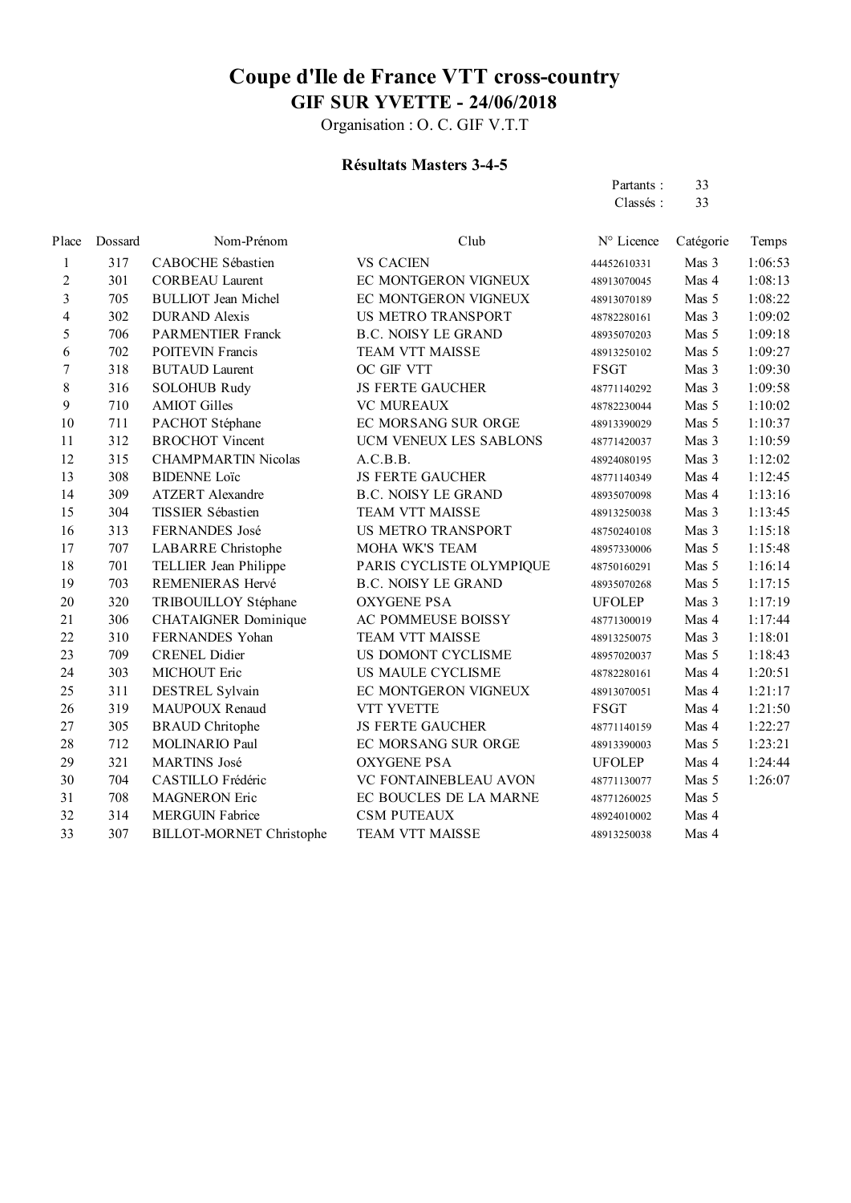# Coupe d'Ile de France VTT cross-country

## GIF SUR YVETTE - 24/06/2018

Organisation : O. C. GIF V.T.T

### Résultats Masters 3-4-5

Partants : 33
Classés : 33

| Place | Dossard | Nom-Prénom | Club | N° Licence | Catégorie | Temps |
|---|---|---|---|---|---|---|
| 1 | 317 | CABOCHE Sébastien | VS CACIEN | 44452610331 | Mas 3 | 1:06:53 |
| 2 | 301 | CORBEAU Laurent | EC MONTGERON VIGNEUX | 48913070045 | Mas 4 | 1:08:13 |
| 3 | 705 | BULLIOT Jean Michel | EC MONTGERON VIGNEUX | 48913070189 | Mas 5 | 1:08:22 |
| 4 | 302 | DURAND Alexis | US METRO TRANSPORT | 48782280161 | Mas 3 | 1:09:02 |
| 5 | 706 | PARMENTIER Franck | B.C. NOISY LE GRAND | 48935070203 | Mas 5 | 1:09:18 |
| 6 | 702 | POITEVIN Francis | TEAM VTT MAISSE | 48913250102 | Mas 5 | 1:09:27 |
| 7 | 318 | BUTAUD Laurent | OC GIF VTT | FSGT | Mas 3 | 1:09:30 |
| 8 | 316 | SOLOHUB Rudy | JS FERTE GAUCHER | 48771140292 | Mas 3 | 1:09:58 |
| 9 | 710 | AMIOT Gilles | VC MUREAUX | 48782230044 | Mas 5 | 1:10:02 |
| 10 | 711 | PACHOT Stéphane | EC MORSANG SUR ORGE | 48913390029 | Mas 5 | 1:10:37 |
| 11 | 312 | BROCHOT Vincent | UCM VENEUX LES SABLONS | 48771420037 | Mas 3 | 1:10:59 |
| 12 | 315 | CHAMPMARTIN Nicolas | A.C.B.B. | 48924080195 | Mas 3 | 1:12:02 |
| 13 | 308 | BIDENNE Loïc | JS FERTE GAUCHER | 48771140349 | Mas 4 | 1:12:45 |
| 14 | 309 | ATZERT Alexandre | B.C. NOISY LE GRAND | 48935070098 | Mas 4 | 1:13:16 |
| 15 | 304 | TISSIER Sébastien | TEAM VTT MAISSE | 48913250038 | Mas 3 | 1:13:45 |
| 16 | 313 | FERNANDES José | US METRO TRANSPORT | 48750240108 | Mas 3 | 1:15:18 |
| 17 | 707 | LABARRE Christophe | MOHA WK'S TEAM | 48957330006 | Mas 5 | 1:15:48 |
| 18 | 701 | TELLIER Jean Philippe | PARIS CYCLISTE OLYMPIQUE | 48750160291 | Mas 5 | 1:16:14 |
| 19 | 703 | REMENIERAS Hervé | B.C. NOISY LE GRAND | 48935070268 | Mas 5 | 1:17:15 |
| 20 | 320 | TRIBOUILLOY Stéphane | OXYGENE PSA | UFOLEP | Mas 3 | 1:17:19 |
| 21 | 306 | CHATAIGNER Dominique | AC POMMEUSE BOISSY | 48771300019 | Mas 4 | 1:17:44 |
| 22 | 310 | FERNANDES Yohan | TEAM VTT MAISSE | 48913250075 | Mas 3 | 1:18:01 |
| 23 | 709 | CRENEL Didier | US DOMONT CYCLISME | 48957020037 | Mas 5 | 1:18:43 |
| 24 | 303 | MICHOUT Eric | US MAULE CYCLISME | 48782280161 | Mas 4 | 1:20:51 |
| 25 | 311 | DESTREL Sylvain | EC MONTGERON VIGNEUX | 48913070051 | Mas 4 | 1:21:17 |
| 26 | 319 | MAUPOUX Renaud | VTT YVETTE | FSGT | Mas 4 | 1:21:50 |
| 27 | 305 | BRAUD Chritophe | JS FERTE GAUCHER | 48771140159 | Mas 4 | 1:22:27 |
| 28 | 712 | MOLINARIO Paul | EC MORSANG SUR ORGE | 48913390003 | Mas 5 | 1:23:21 |
| 29 | 321 | MARTINS José | OXYGENE PSA | UFOLEP | Mas 4 | 1:24:44 |
| 30 | 704 | CASTILLO Frédéric | VC FONTAINEBLEAU AVON | 48771130077 | Mas 5 | 1:26:07 |
| 31 | 708 | MAGNERON Eric | EC BOUCLES DE LA MARNE | 48771260025 | Mas 5 | |
| 32 | 314 | MERGUIN Fabrice | CSM PUTEAUX | 48924010002 | Mas 4 | |
| 33 | 307 | BILLOT-MORNET Christophe | TEAM VTT MAISSE | 48913250038 | Mas 4 | |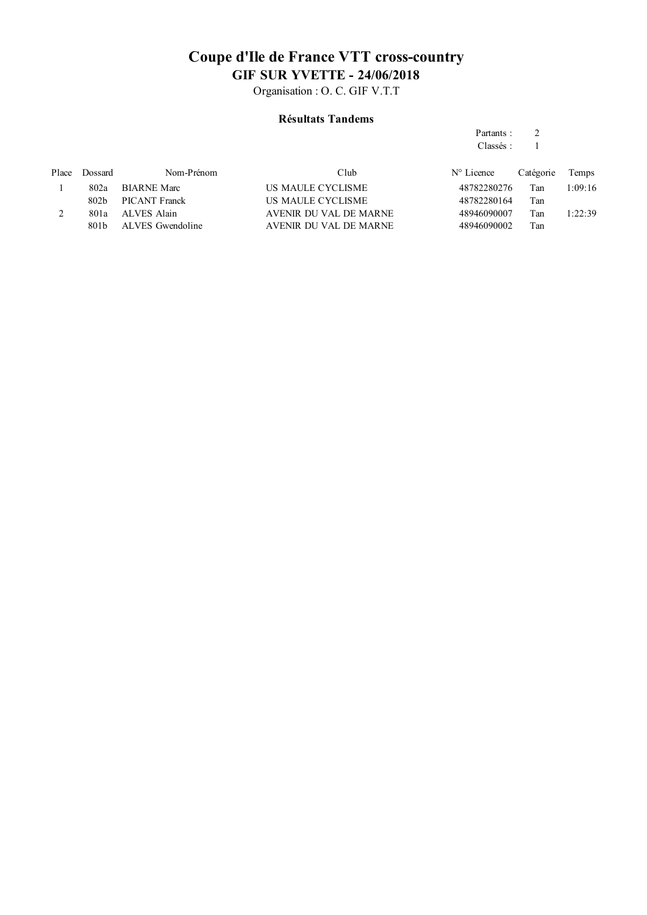# Coupe d'Ile de France VTT cross-country

## GIF SUR YVETTE - 24/06/2018

Organisation : O. C. GIF V.T.T

### Résultats Tandems

Partants : 2
Classés : 1

| Place | Dossard | Nom-Prénom | Club | N° Licence | Catégorie | Temps |
|---|---|---|---|---|---|---|
| 1 | 802a | BIARNE Marc | US MAULE CYCLISME | 48782280276 | Tan | 1:09:16 |
| | 802b | PICANT Franck | US MAULE CYCLISME | 48782280164 | Tan | |
| 2 | 801a | ALVES Alain | AVENIR DU VAL DE MARNE | 48946090007 | Tan | 1:22:39 |
| | 801b | ALVES Gwendoline | AVENIR DU VAL DE MARNE | 48946090002 | Tan | |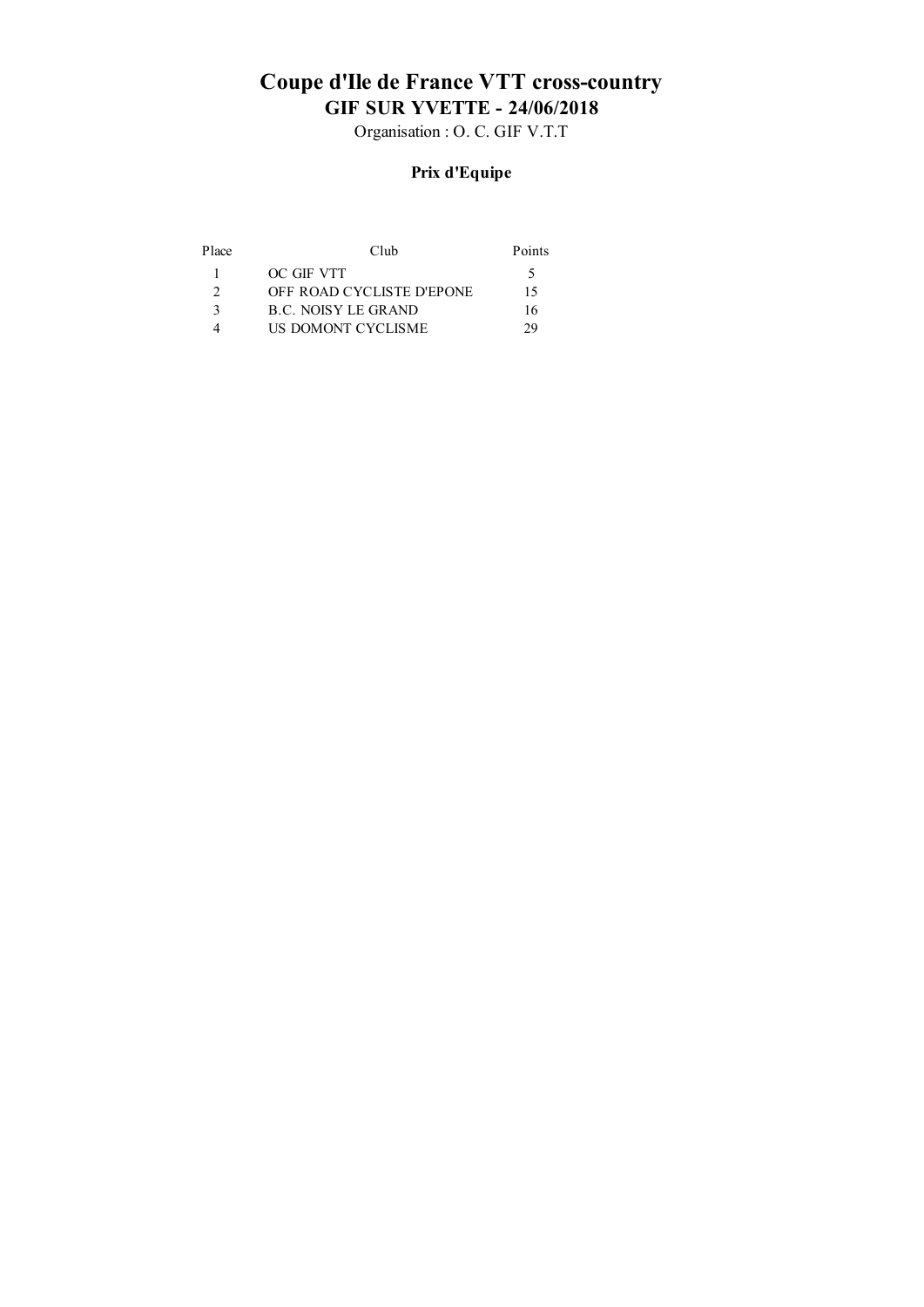# Coupe d'Ile de France VTT cross-country

## GIF SUR YVETTE - 24/06/2018

Organisation : O. C. GIF V.T.T

### Prix d'Equipe

| Place | Club | Points |
|---|---|---|
| 1 | OC GIF VTT | 5 |
| 2 | OFF ROAD CYCLISTE D'EPONE | 15 |
| 3 | B.C. NOISY LE GRAND | 16 |
| 4 | US DOMONT CYCLISME | 29 |